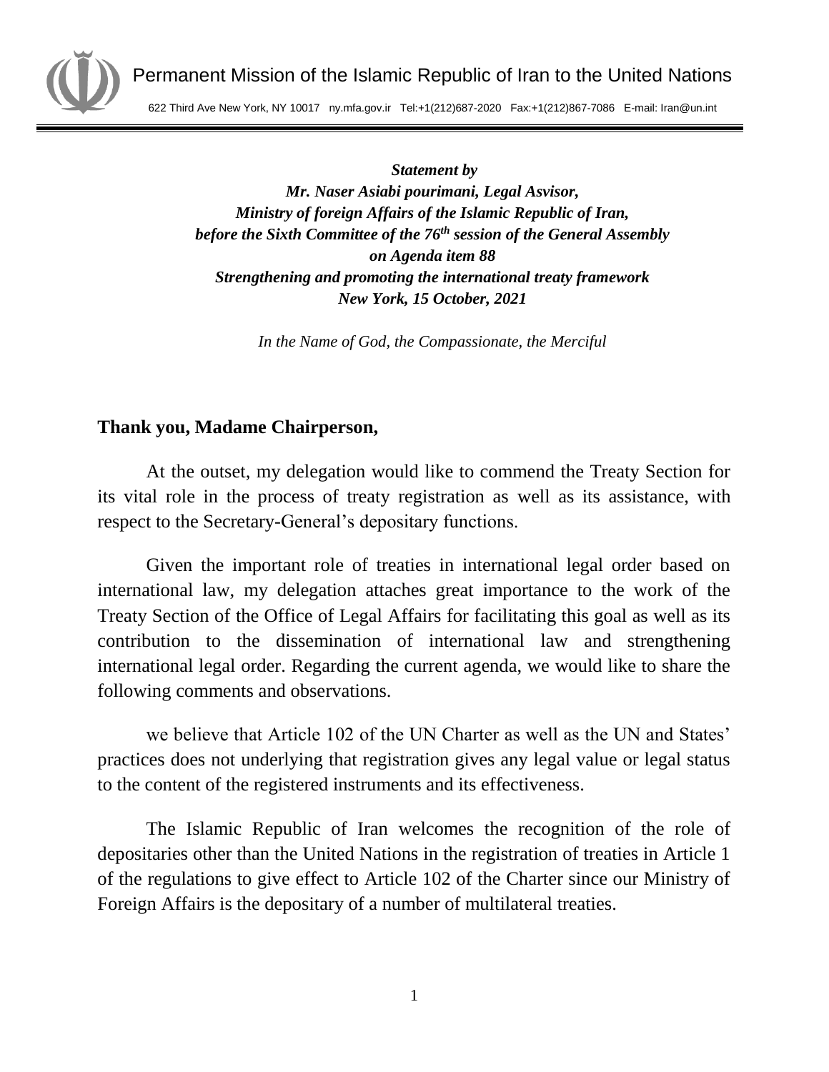Permanent Mission of the Islamic Republic of Iran to the United Nations

622 Third Ave New York, NY 10017 ny.mfa.gov.ir Tel:+1(212)687-2020 Fax:+1(212)867-7086 E-mail: Iran@un.int

***Statement by***
***Mr. Naser Asiabi pourimani, Legal Asvisor,***
***Ministry of foreign Affairs of the Islamic Republic of Iran,***
***before the Sixth Committee of the 76th session of the General Assembly***
***on Agenda item 88***
***Strengthening and promoting the international treaty framework***
***New York, 15 October, 2021***

*In the Name of God, the Compassionate, the Merciful*

**Thank you, Madame Chairperson,**

At the outset, my delegation would like to commend the Treaty Section for its vital role in the process of treaty registration as well as its assistance, with respect to the Secretary-General's depositary functions.

Given the important role of treaties in international legal order based on international law, my delegation attaches great importance to the work of the Treaty Section of the Office of Legal Affairs for facilitating this goal as well as its contribution to the dissemination of international law and strengthening international legal order. Regarding the current agenda, we would like to share the following comments and observations.

we believe that Article 102 of the UN Charter as well as the UN and States' practices does not underlying that registration gives any legal value or legal status to the content of the registered instruments and its effectiveness.

The Islamic Republic of Iran welcomes the recognition of the role of depositaries other than the United Nations in the registration of treaties in Article 1 of the regulations to give effect to Article 102 of the Charter since our Ministry of Foreign Affairs is the depositary of a number of multilateral treaties.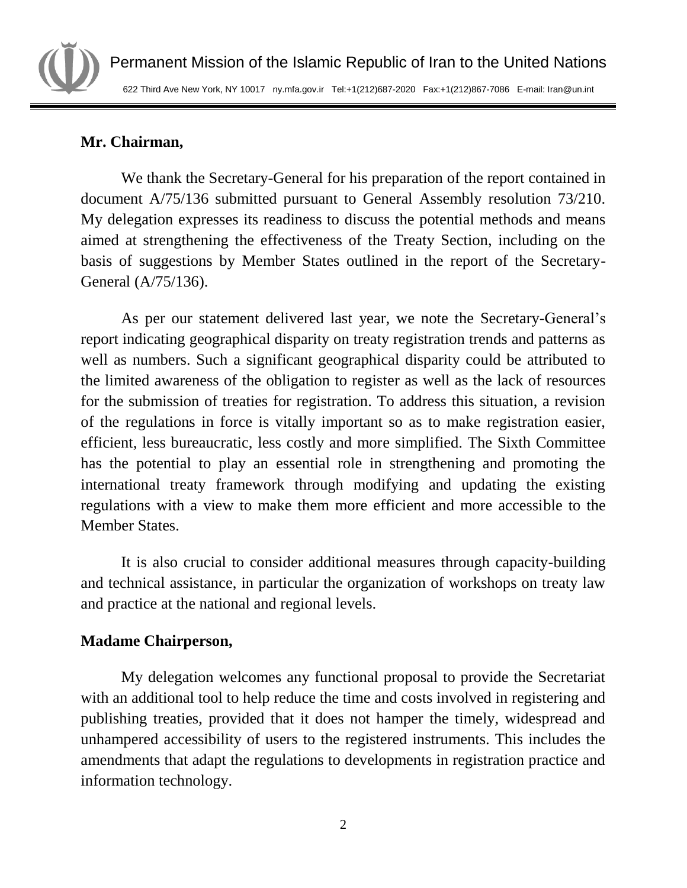**Mr. Chairman,**

We thank the Secretary-General for his preparation of the report contained in document A/75/136 submitted pursuant to General Assembly resolution 73/210. My delegation expresses its readiness to discuss the potential methods and means aimed at strengthening the effectiveness of the Treaty Section, including on the basis of suggestions by Member States outlined in the report of the Secretary-General (A/75/136).

As per our statement delivered last year, we note the Secretary-General's report indicating geographical disparity on treaty registration trends and patterns as well as numbers. Such a significant geographical disparity could be attributed to the limited awareness of the obligation to register as well as the lack of resources for the submission of treaties for registration. To address this situation, a revision of the regulations in force is vitally important so as to make registration easier, efficient, less bureaucratic, less costly and more simplified. The Sixth Committee has the potential to play an essential role in strengthening and promoting the international treaty framework through modifying and updating the existing regulations with a view to make them more efficient and more accessible to the Member States.

It is also crucial to consider additional measures through capacity-building and technical assistance, in particular the organization of workshops on treaty law and practice at the national and regional levels.

**Madame Chairperson,**

My delegation welcomes any functional proposal to provide the Secretariat with an additional tool to help reduce the time and costs involved in registering and publishing treaties, provided that it does not hamper the timely, widespread and unhampered accessibility of users to the registered instruments. This includes the amendments that adapt the regulations to developments in registration practice and information technology.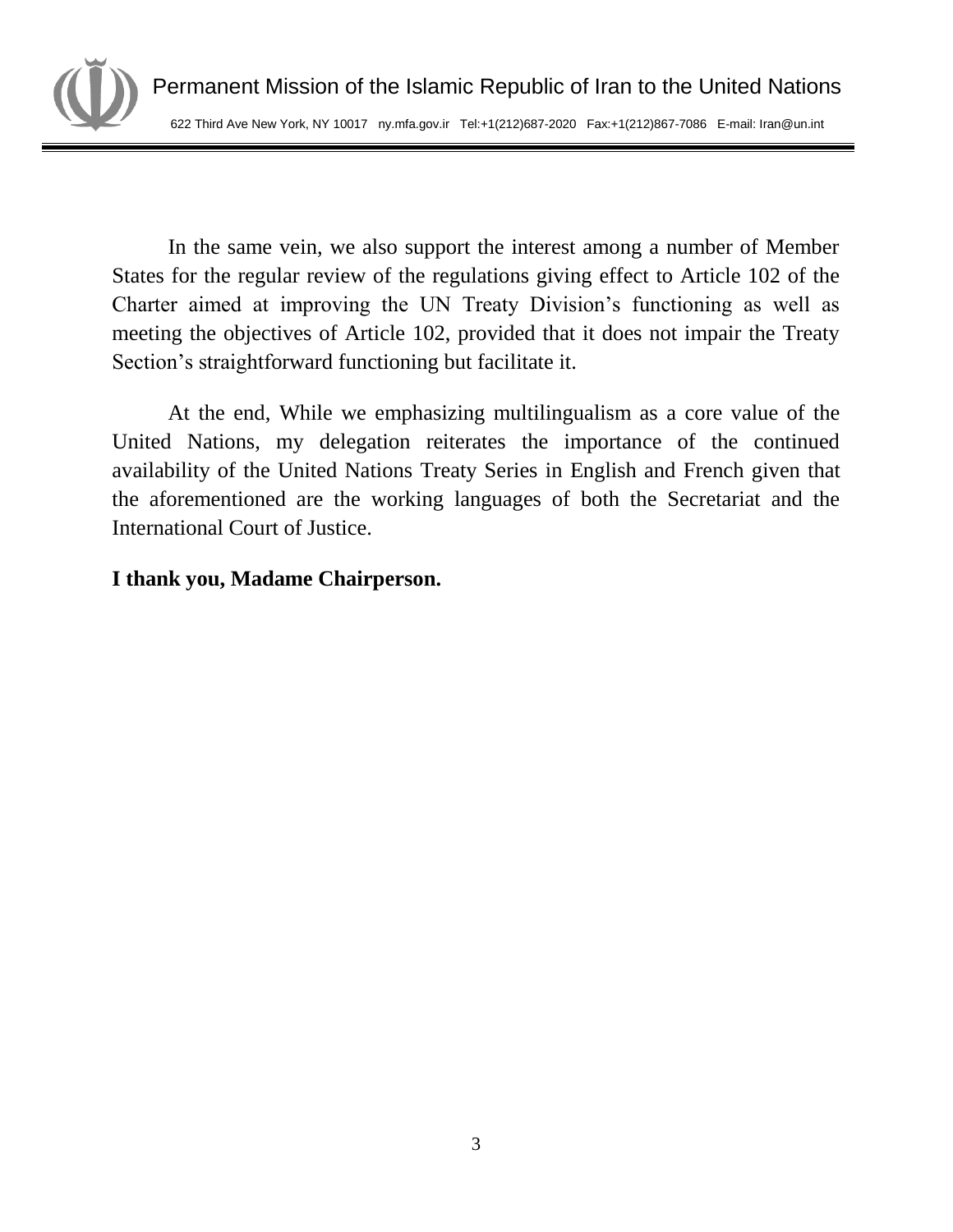In the same vein, we also support the interest among a number of Member States for the regular review of the regulations giving effect to Article 102 of the Charter aimed at improving the UN Treaty Division's functioning as well as meeting the objectives of Article 102, provided that it does not impair the Treaty Section's straightforward functioning but facilitate it.

At the end, While we emphasizing multilingualism as a core value of the United Nations, my delegation reiterates the importance of the continued availability of the United Nations Treaty Series in English and French given that the aforementioned are the working languages of both the Secretariat and the International Court of Justice.

**I thank you, Madame Chairperson.**